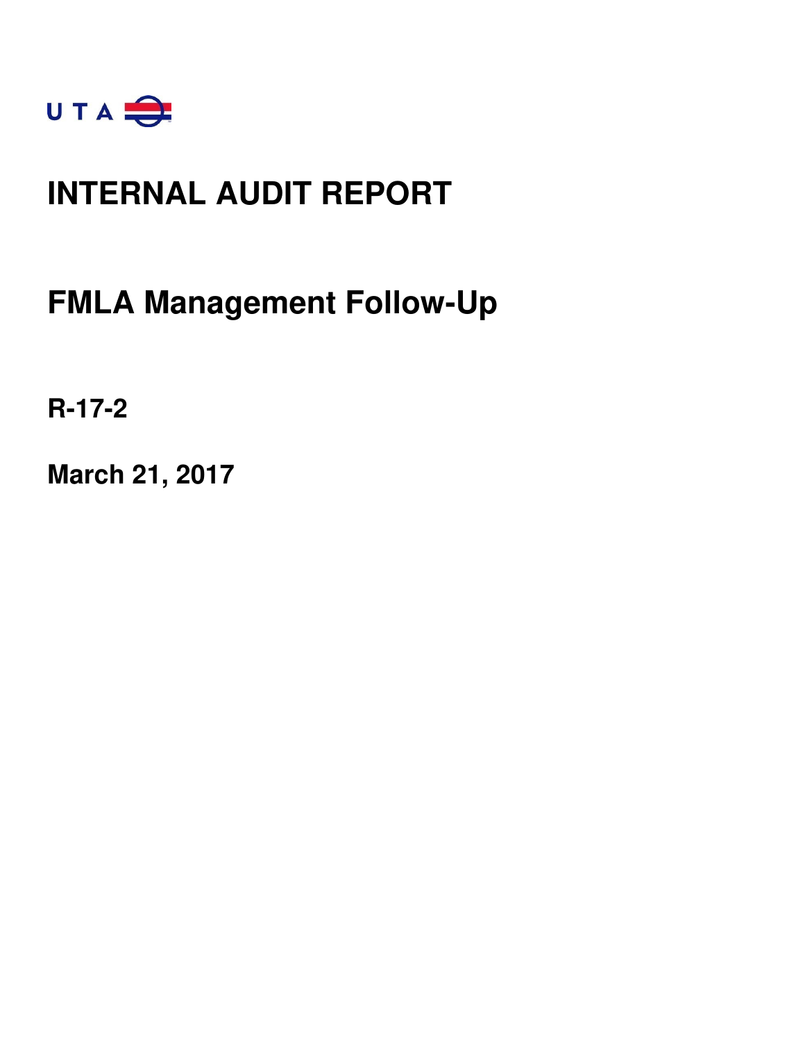UTA

# INTERNAL AUDIT REPORT

## FMLA Management Follow-Up

**R-17-2**

**March 21, 2017**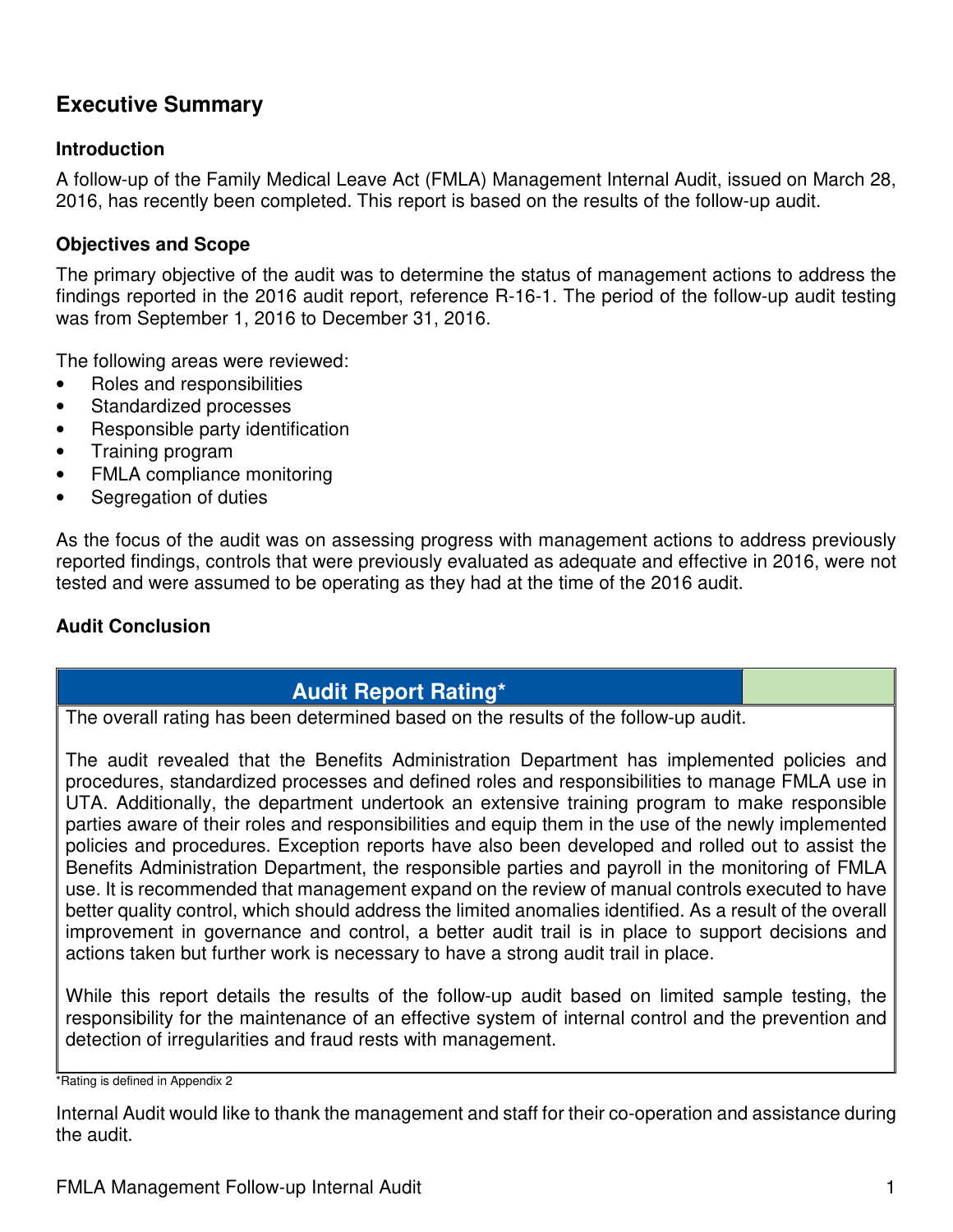## Executive Summary

### Introduction

A follow-up of the Family Medical Leave Act (FMLA) Management Internal Audit, issued on March 28, 2016, has recently been completed. This report is based on the results of the follow-up audit.

### Objectives and Scope

The primary objective of the audit was to determine the status of management actions to address the findings reported in the 2016 audit report, reference R-16-1. The period of the follow-up audit testing was from September 1, 2016 to December 31, 2016.

The following areas were reviewed:

- Roles and responsibilities
- Standardized processes
- Responsible party identification
- Training program
- FMLA compliance monitoring
- Segregation of duties

As the focus of the audit was on assessing progress with management actions to address previously reported findings, controls that were previously evaluated as adequate and effective in 2016, were not tested and were assumed to be operating as they had at the time of the 2016 audit.

### Audit Conclusion

| Audit Report Rating* | |
|---|---|

The overall rating has been determined based on the results of the follow-up audit.

The audit revealed that the Benefits Administration Department has implemented policies and procedures, standardized processes and defined roles and responsibilities to manage FMLA use in UTA. Additionally, the department undertook an extensive training program to make responsible parties aware of their roles and responsibilities and equip them in the use of the newly implemented policies and procedures. Exception reports have also been developed and rolled out to assist the Benefits Administration Department, the responsible parties and payroll in the monitoring of FMLA use. It is recommended that management expand on the review of manual controls executed to have better quality control, which should address the limited anomalies identified. As a result of the overall improvement in governance and control, a better audit trail is in place to support decisions and actions taken but further work is necessary to have a strong audit trail in place.

While this report details the results of the follow-up audit based on limited sample testing, the responsibility for the maintenance of an effective system of internal control and the prevention and detection of irregularities and fraud rests with management.

*Rating is defined in Appendix 2

Internal Audit would like to thank the management and staff for their co-operation and assistance during the audit.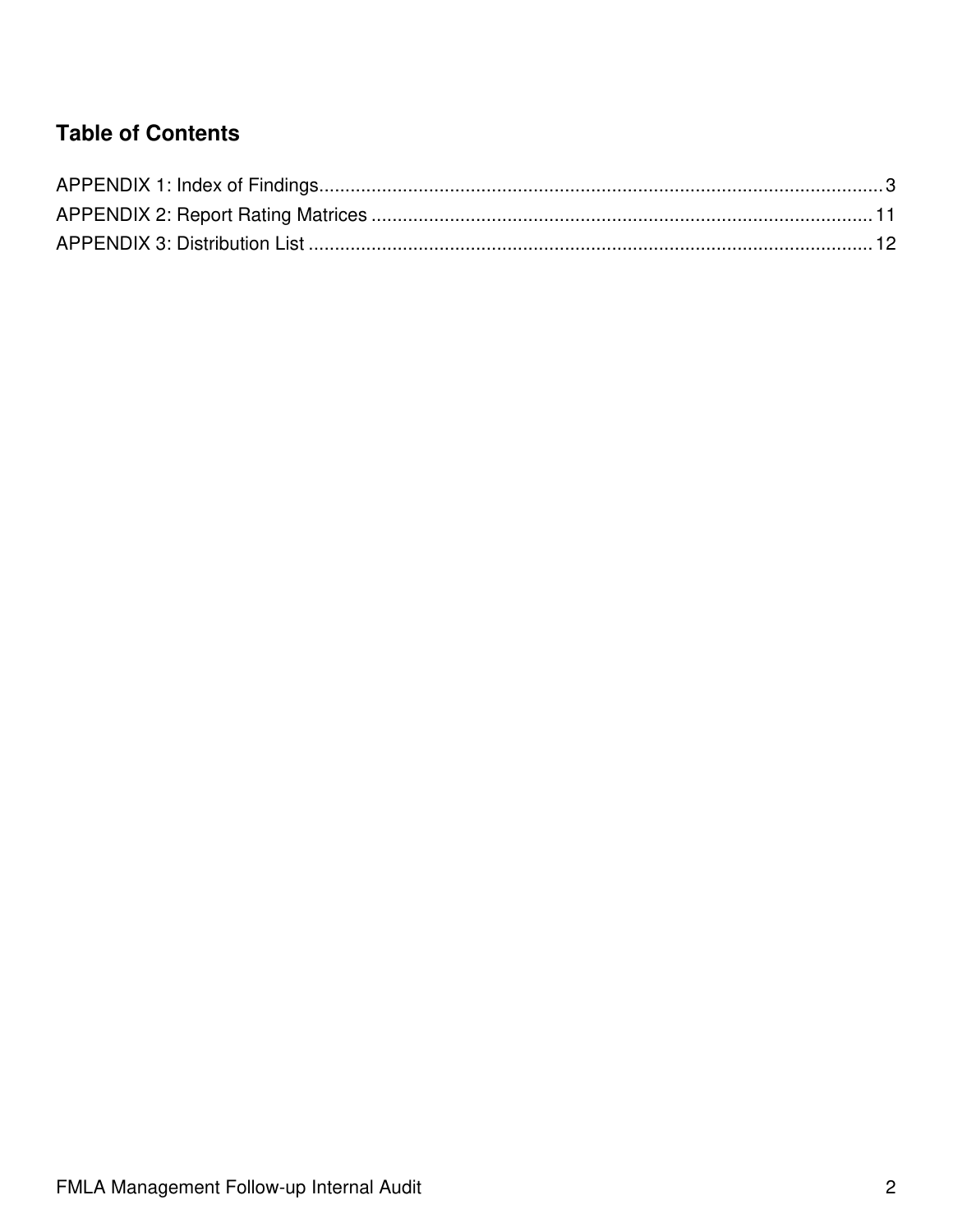## Table of Contents

APPENDIX 1: Index of Findings............................................................................................................3
APPENDIX 2: Report Rating Matrices ................................................................................................11
APPENDIX 3: Distribution List ...........................................................................................................12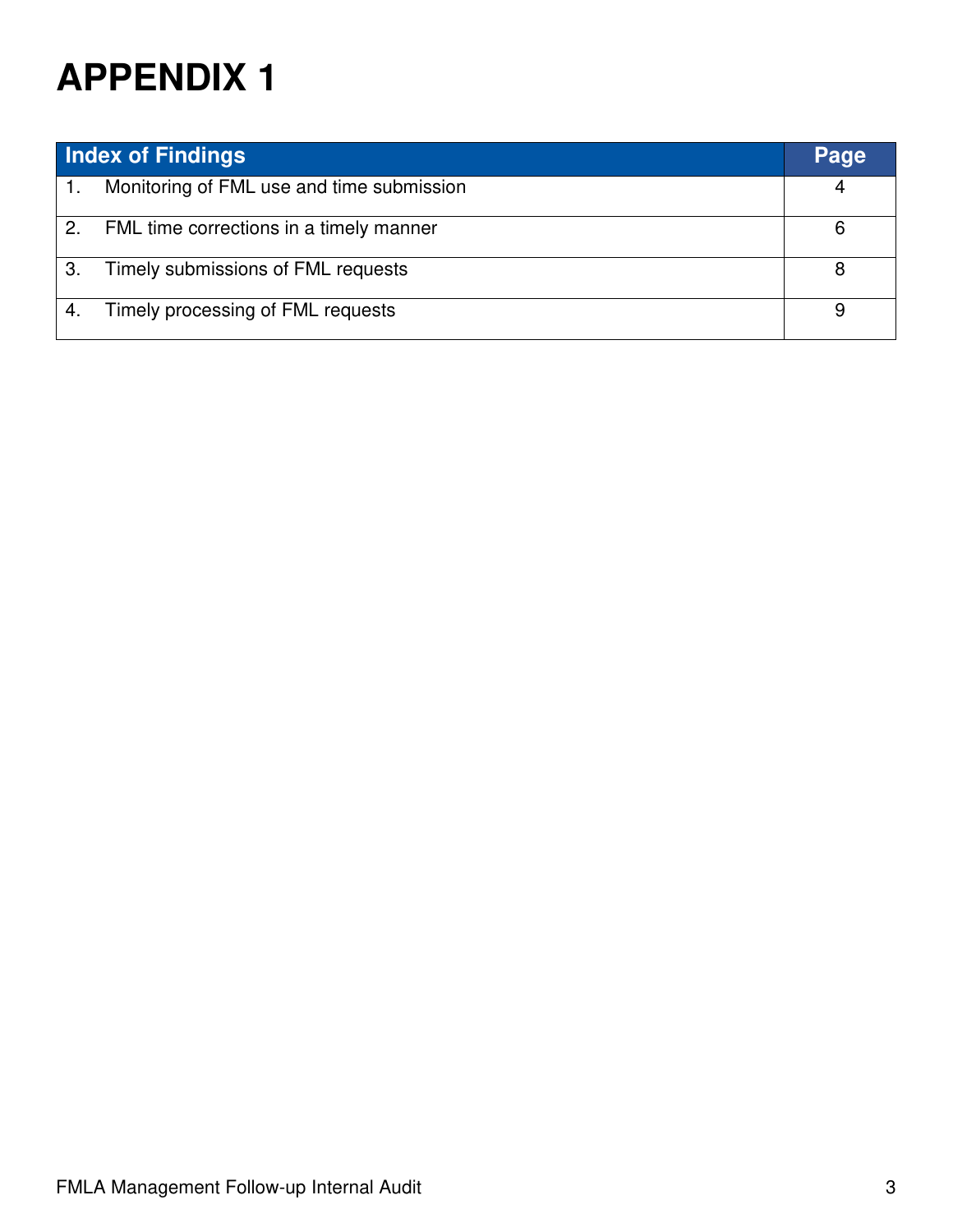# APPENDIX 1

| Index of Findings | Page |
|---|---|
| 1. Monitoring of FML use and time submission | 4 |
| 2. FML time corrections in a timely manner | 6 |
| 3. Timely submissions of FML requests | 8 |
| 4. Timely processing of FML requests | 9 |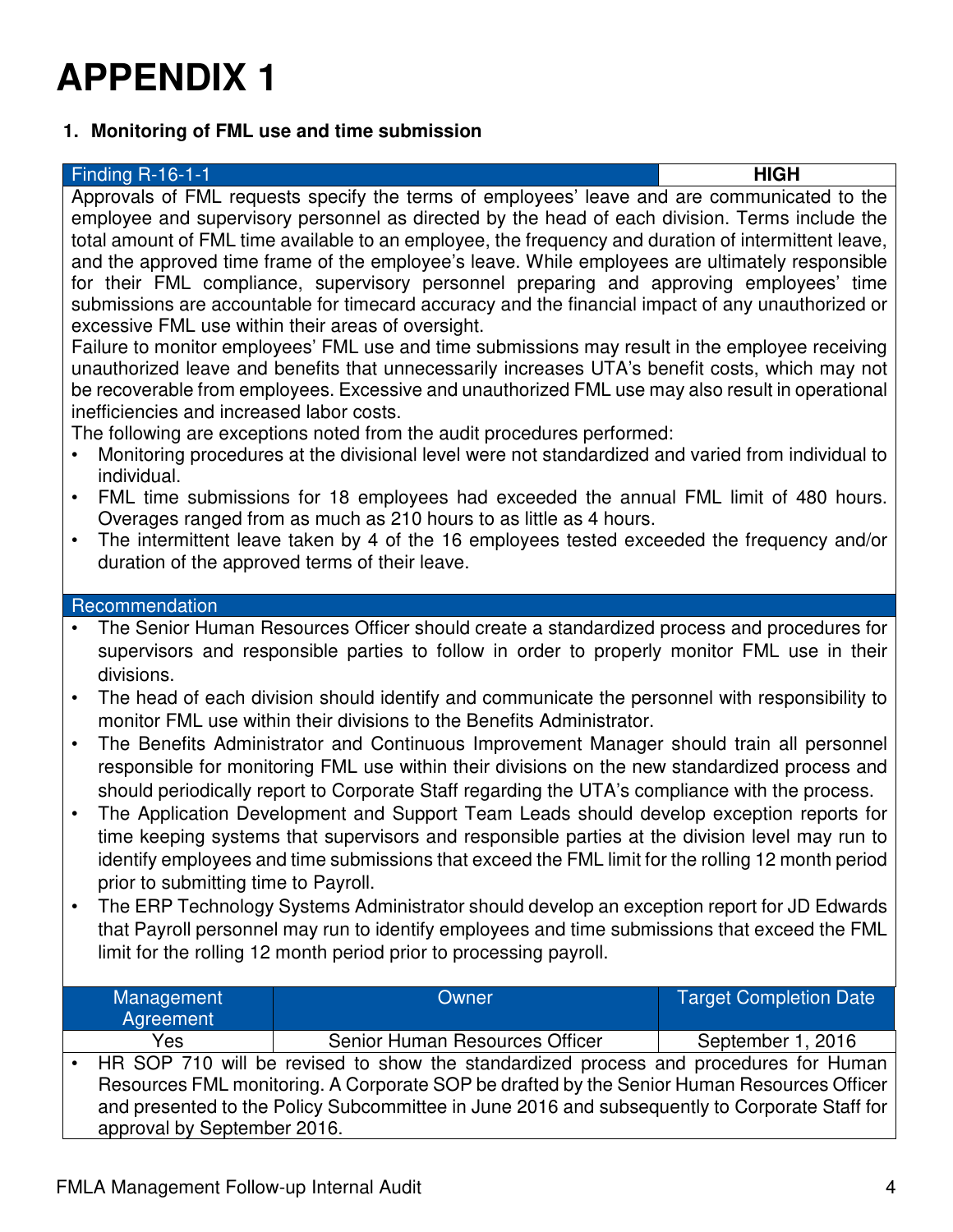# APPENDIX 1

## 1. Monitoring of FML use and time submission

| Finding R-16-1-1 | HIGH |
|---|---|

Approvals of FML requests specify the terms of employees' leave and are communicated to the employee and supervisory personnel as directed by the head of each division. Terms include the total amount of FML time available to an employee, the frequency and duration of intermittent leave, and the approved time frame of the employee's leave. While employees are ultimately responsible for their FML compliance, supervisory personnel preparing and approving employees' time submissions are accountable for timecard accuracy and the financial impact of any unauthorized or excessive FML use within their areas of oversight.

Failure to monitor employees' FML use and time submissions may result in the employee receiving unauthorized leave and benefits that unnecessarily increases UTA's benefit costs, which may not be recoverable from employees. Excessive and unauthorized FML use may also result in operational inefficiencies and increased labor costs.

The following are exceptions noted from the audit procedures performed:

- Monitoring procedures at the divisional level were not standardized and varied from individual to individual.
- FML time submissions for 18 employees had exceeded the annual FML limit of 480 hours. Overages ranged from as much as 210 hours to as little as 4 hours.
- The intermittent leave taken by 4 of the 16 employees tested exceeded the frequency and/or duration of the approved terms of their leave.

**Recommendation**

- The Senior Human Resources Officer should create a standardized process and procedures for supervisors and responsible parties to follow in order to properly monitor FML use in their divisions.
- The head of each division should identify and communicate the personnel with responsibility to monitor FML use within their divisions to the Benefits Administrator.
- The Benefits Administrator and Continuous Improvement Manager should train all personnel responsible for monitoring FML use within their divisions on the new standardized process and should periodically report to Corporate Staff regarding the UTA's compliance with the process.
- The Application Development and Support Team Leads should develop exception reports for time keeping systems that supervisors and responsible parties at the division level may run to identify employees and time submissions that exceed the FML limit for the rolling 12 month period prior to submitting time to Payroll.
- The ERP Technology Systems Administrator should develop an exception report for JD Edwards that Payroll personnel may run to identify employees and time submissions that exceed the FML limit for the rolling 12 month period prior to processing payroll.

| Management Agreement | Owner | Target Completion Date |
|---|---|---|
| Yes | Senior Human Resources Officer | September 1, 2016 |

- HR SOP 710 will be revised to show the standardized process and procedures for Human Resources FML monitoring. A Corporate SOP be drafted by the Senior Human Resources Officer and presented to the Policy Subcommittee in June 2016 and subsequently to Corporate Staff for approval by September 2016.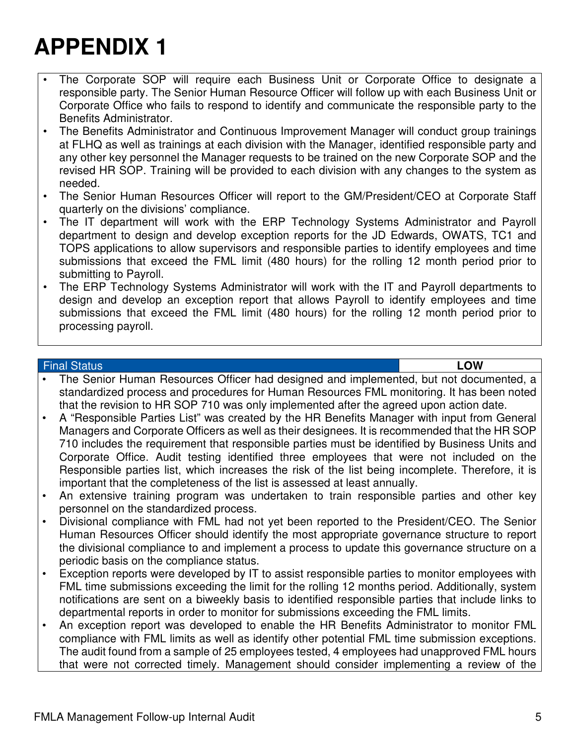# APPENDIX 1

- The Corporate SOP will require each Business Unit or Corporate Office to designate a responsible party. The Senior Human Resource Officer will follow up with each Business Unit or Corporate Office who fails to respond to identify and communicate the responsible party to the Benefits Administrator.
- The Benefits Administrator and Continuous Improvement Manager will conduct group trainings at FLHQ as well as trainings at each division with the Manager, identified responsible party and any other key personnel the Manager requests to be trained on the new Corporate SOP and the revised HR SOP. Training will be provided to each division with any changes to the system as needed.
- The Senior Human Resources Officer will report to the GM/President/CEO at Corporate Staff quarterly on the divisions' compliance.
- The IT department will work with the ERP Technology Systems Administrator and Payroll department to design and develop exception reports for the JD Edwards, OWATS, TC1 and TOPS applications to allow supervisors and responsible parties to identify employees and time submissions that exceed the FML limit (480 hours) for the rolling 12 month period prior to submitting to Payroll.
- The ERP Technology Systems Administrator will work with the IT and Payroll departments to design and develop an exception report that allows Payroll to identify employees and time submissions that exceed the FML limit (480 hours) for the rolling 12 month period prior to processing payroll.

| Final Status | LOW |
|---|---|

- The Senior Human Resources Officer had designed and implemented, but not documented, a standardized process and procedures for Human Resources FML monitoring. It has been noted that the revision to HR SOP 710 was only implemented after the agreed upon action date.
- A "Responsible Parties List" was created by the HR Benefits Manager with input from General Managers and Corporate Officers as well as their designees. It is recommended that the HR SOP 710 includes the requirement that responsible parties must be identified by Business Units and Corporate Office. Audit testing identified three employees that were not included on the Responsible parties list, which increases the risk of the list being incomplete. Therefore, it is important that the completeness of the list is assessed at least annually.
- An extensive training program was undertaken to train responsible parties and other key personnel on the standardized process.
- Divisional compliance with FML had not yet been reported to the President/CEO. The Senior Human Resources Officer should identify the most appropriate governance structure to report the divisional compliance to and implement a process to update this governance structure on a periodic basis on the compliance status.
- Exception reports were developed by IT to assist responsible parties to monitor employees with FML time submissions exceeding the limit for the rolling 12 months period. Additionally, system notifications are sent on a biweekly basis to identified responsible parties that include links to departmental reports in order to monitor for submissions exceeding the FML limits.
- An exception report was developed to enable the HR Benefits Administrator to monitor FML compliance with FML limits as well as identify other potential FML time submission exceptions. The audit found from a sample of 25 employees tested, 4 employees had unapproved FML hours that were not corrected timely. Management should consider implementing a review of the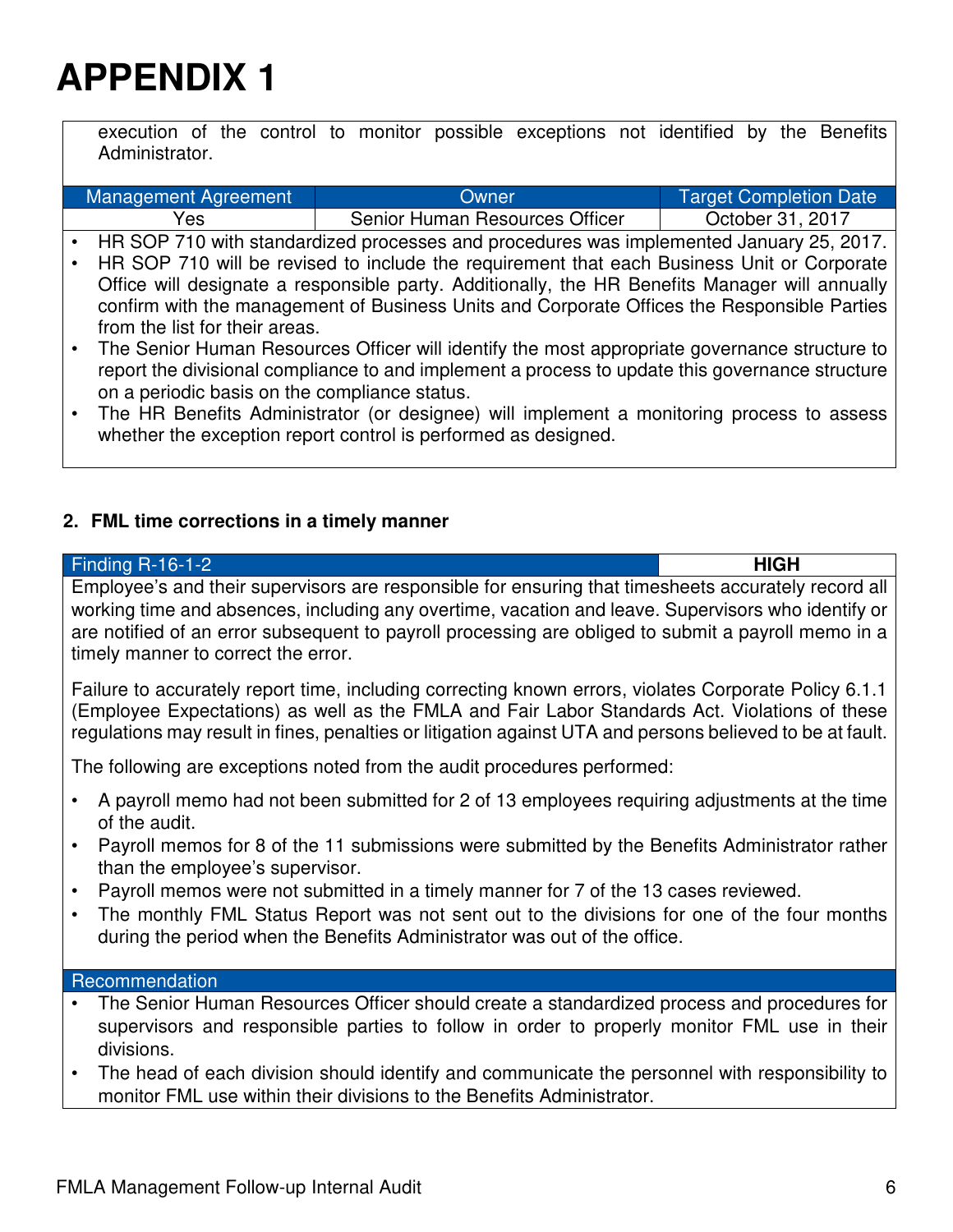# APPENDIX 1

execution of the control to monitor possible exceptions not identified by the Benefits Administrator.

| Management Agreement | Owner | Target Completion Date |
|---|---|---|
| Yes | Senior Human Resources Officer | October 31, 2017 |

- HR SOP 710 with standardized processes and procedures was implemented January 25, 2017.
- HR SOP 710 will be revised to include the requirement that each Business Unit or Corporate Office will designate a responsible party. Additionally, the HR Benefits Manager will annually confirm with the management of Business Units and Corporate Offices the Responsible Parties from the list for their areas.
- The Senior Human Resources Officer will identify the most appropriate governance structure to report the divisional compliance to and implement a process to update this governance structure on a periodic basis on the compliance status.
- The HR Benefits Administrator (or designee) will implement a monitoring process to assess whether the exception report control is performed as designed.

## 2. FML time corrections in a timely manner

| Finding R-16-1-2 | **HIGH** |
|---|---|

Employee's and their supervisors are responsible for ensuring that timesheets accurately record all working time and absences, including any overtime, vacation and leave. Supervisors who identify or are notified of an error subsequent to payroll processing are obliged to submit a payroll memo in a timely manner to correct the error.

Failure to accurately report time, including correcting known errors, violates Corporate Policy 6.1.1 (Employee Expectations) as well as the FMLA and Fair Labor Standards Act. Violations of these regulations may result in fines, penalties or litigation against UTA and persons believed to be at fault.

The following are exceptions noted from the audit procedures performed:

- A payroll memo had not been submitted for 2 of 13 employees requiring adjustments at the time of the audit.
- Payroll memos for 8 of the 11 submissions were submitted by the Benefits Administrator rather than the employee's supervisor.
- Payroll memos were not submitted in a timely manner for 7 of the 13 cases reviewed.
- The monthly FML Status Report was not sent out to the divisions for one of the four months during the period when the Benefits Administrator was out of the office.

**Recommendation**

- The Senior Human Resources Officer should create a standardized process and procedures for supervisors and responsible parties to follow in order to properly monitor FML use in their divisions.
- The head of each division should identify and communicate the personnel with responsibility to monitor FML use within their divisions to the Benefits Administrator.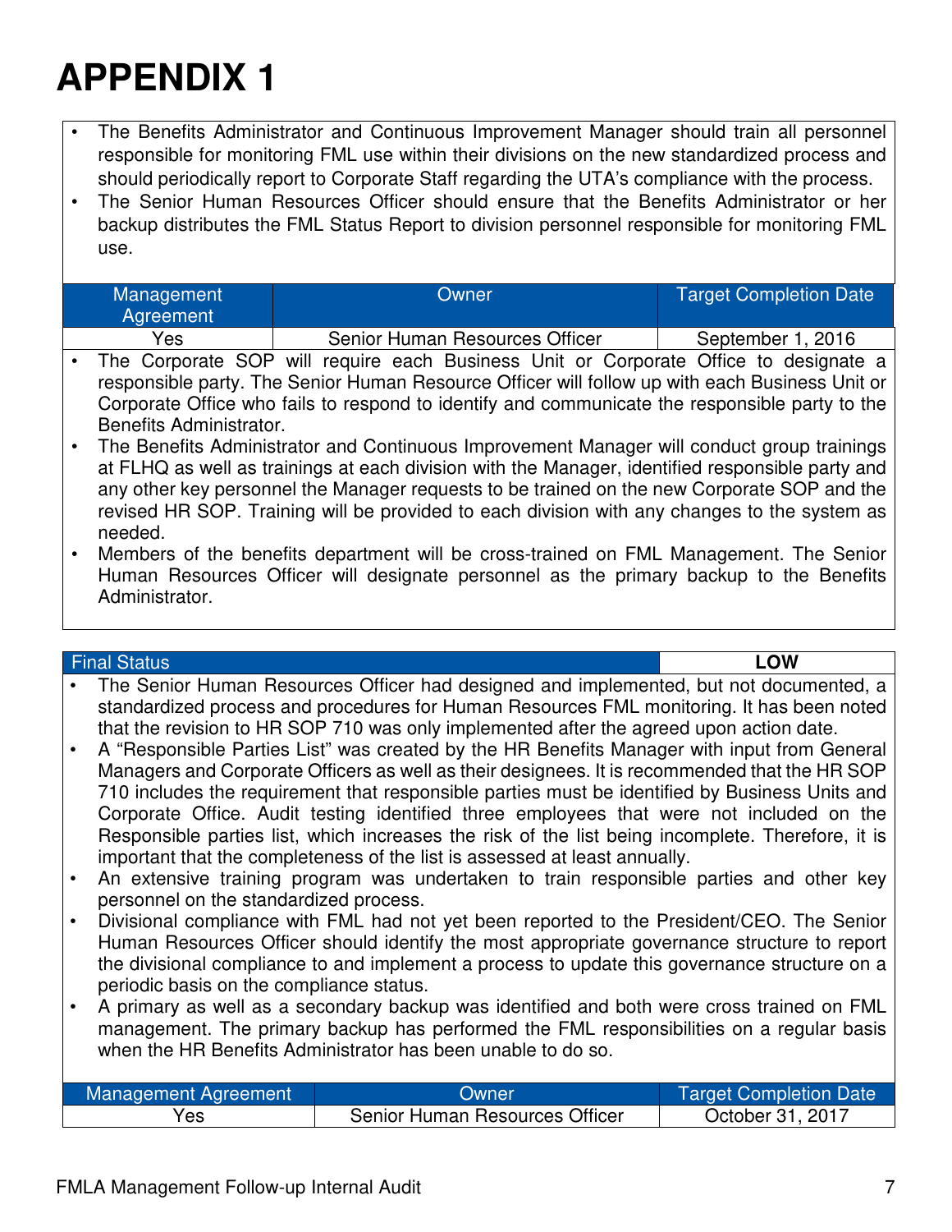# APPENDIX 1

- The Benefits Administrator and Continuous Improvement Manager should train all personnel responsible for monitoring FML use within their divisions on the new standardized process and should periodically report to Corporate Staff regarding the UTA's compliance with the process.
- The Senior Human Resources Officer should ensure that the Benefits Administrator or her backup distributes the FML Status Report to division personnel responsible for monitoring FML use.

| Management Agreement | Owner | Target Completion Date |
|---|---|---|
| Yes | Senior Human Resources Officer | September 1, 2016 |

- The Corporate SOP will require each Business Unit or Corporate Office to designate a responsible party. The Senior Human Resource Officer will follow up with each Business Unit or Corporate Office who fails to respond to identify and communicate the responsible party to the Benefits Administrator.
- The Benefits Administrator and Continuous Improvement Manager will conduct group trainings at FLHQ as well as trainings at each division with the Manager, identified responsible party and any other key personnel the Manager requests to be trained on the new Corporate SOP and the revised HR SOP. Training will be provided to each division with any changes to the system as needed.
- Members of the benefits department will be cross-trained on FML Management. The Senior Human Resources Officer will designate personnel as the primary backup to the Benefits Administrator.

| Final Status | **LOW** |
|---|---|

- The Senior Human Resources Officer had designed and implemented, but not documented, a standardized process and procedures for Human Resources FML monitoring. It has been noted that the revision to HR SOP 710 was only implemented after the agreed upon action date.
- A "Responsible Parties List" was created by the HR Benefits Manager with input from General Managers and Corporate Officers as well as their designees. It is recommended that the HR SOP 710 includes the requirement that responsible parties must be identified by Business Units and Corporate Office. Audit testing identified three employees that were not included on the Responsible parties list, which increases the risk of the list being incomplete. Therefore, it is important that the completeness of the list is assessed at least annually.
- An extensive training program was undertaken to train responsible parties and other key personnel on the standardized process.
- Divisional compliance with FML had not yet been reported to the President/CEO. The Senior Human Resources Officer should identify the most appropriate governance structure to report the divisional compliance to and implement a process to update this governance structure on a periodic basis on the compliance status.
- A primary as well as a secondary backup was identified and both were cross trained on FML management. The primary backup has performed the FML responsibilities on a regular basis when the HR Benefits Administrator has been unable to do so.

| Management Agreement | Owner | Target Completion Date |
|---|---|---|
| Yes | Senior Human Resources Officer | October 31, 2017 |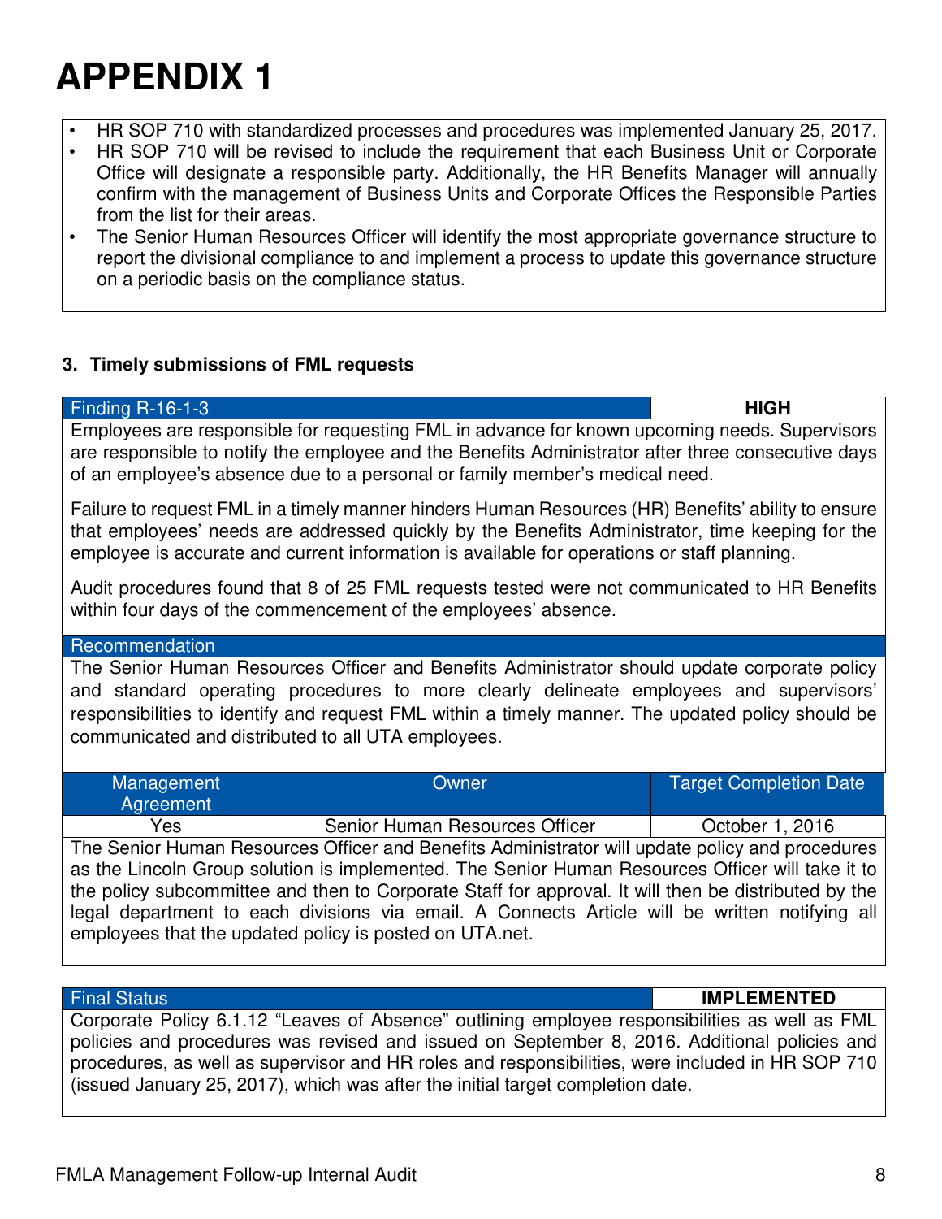# APPENDIX 1

- HR SOP 710 with standardized processes and procedures was implemented January 25, 2017.
- HR SOP 710 will be revised to include the requirement that each Business Unit or Corporate Office will designate a responsible party. Additionally, the HR Benefits Manager will annually confirm with the management of Business Units and Corporate Offices the Responsible Parties from the list for their areas.
- The Senior Human Resources Officer will identify the most appropriate governance structure to report the divisional compliance to and implement a process to update this governance structure on a periodic basis on the compliance status.

### 3. Timely submissions of FML requests

| Finding R-16-1-3 | **HIGH** |
|---|---|

Employees are responsible for requesting FML in advance for known upcoming needs. Supervisors are responsible to notify the employee and the Benefits Administrator after three consecutive days of an employee's absence due to a personal or family member's medical need.

Failure to request FML in a timely manner hinders Human Resources (HR) Benefits' ability to ensure that employees' needs are addressed quickly by the Benefits Administrator, time keeping for the employee is accurate and current information is available for operations or staff planning.

Audit procedures found that 8 of 25 FML requests tested were not communicated to HR Benefits within four days of the commencement of the employees' absence.

**Recommendation**

The Senior Human Resources Officer and Benefits Administrator should update corporate policy and standard operating procedures to more clearly delineate employees and supervisors' responsibilities to identify and request FML within a timely manner. The updated policy should be communicated and distributed to all UTA employees.

| Management Agreement | Owner | Target Completion Date |
|---|---|---|
| Yes | Senior Human Resources Officer | October 1, 2016 |

The Senior Human Resources Officer and Benefits Administrator will update policy and procedures as the Lincoln Group solution is implemented. The Senior Human Resources Officer will take it to the policy subcommittee and then to Corporate Staff for approval. It will then be distributed by the legal department to each divisions via email. A Connects Article will be written notifying all employees that the updated policy is posted on UTA.net.

| Final Status | **IMPLEMENTED** |
|---|---|

Corporate Policy 6.1.12 "Leaves of Absence" outlining employee responsibilities as well as FML policies and procedures was revised and issued on September 8, 2016. Additional policies and procedures, as well as supervisor and HR roles and responsibilities, were included in HR SOP 710 (issued January 25, 2017), which was after the initial target completion date.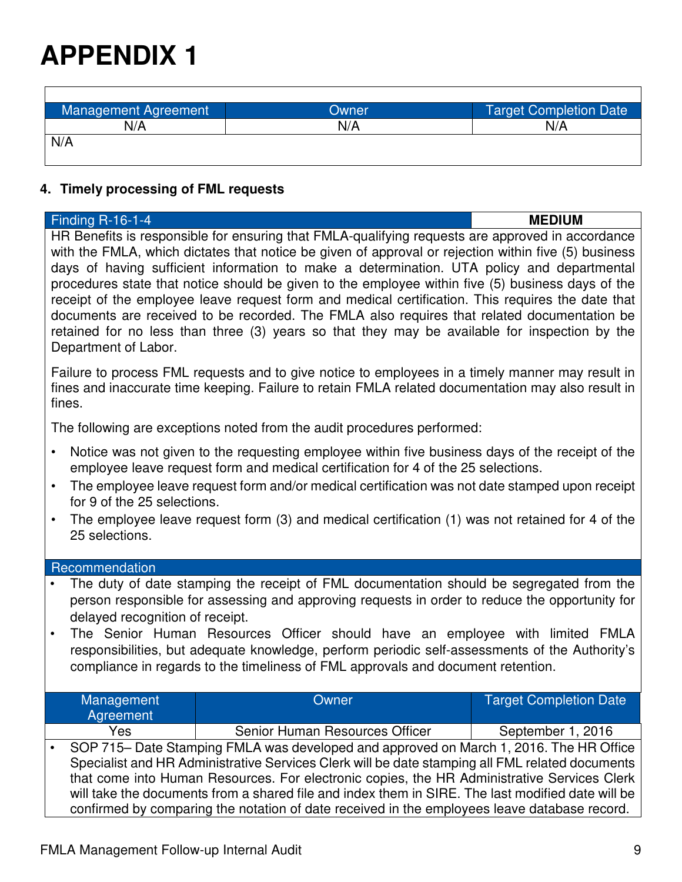# APPENDIX 1

| Management Agreement | Owner | Target Completion Date |
|---|---|---|
| N/A | N/A | N/A |

N/A

**4. Timely processing of FML requests**

| Finding R-16-1-4 | **MEDIUM** |
|---|---|

HR Benefits is responsible for ensuring that FMLA-qualifying requests are approved in accordance with the FMLA, which dictates that notice be given of approval or rejection within five (5) business days of having sufficient information to make a determination. UTA policy and departmental procedures state that notice should be given to the employee within five (5) business days of the receipt of the employee leave request form and medical certification. This requires the date that documents are received to be recorded. The FMLA also requires that related documentation be retained for no less than three (3) years so that they may be available for inspection by the Department of Labor.

Failure to process FML requests and to give notice to employees in a timely manner may result in fines and inaccurate time keeping. Failure to retain FMLA related documentation may also result in fines.

The following are exceptions noted from the audit procedures performed:

- Notice was not given to the requesting employee within five business days of the receipt of the employee leave request form and medical certification for 4 of the 25 selections.
- The employee leave request form and/or medical certification was not date stamped upon receipt for 9 of the 25 selections.
- The employee leave request form (3) and medical certification (1) was not retained for 4 of the 25 selections.

**Recommendation**

- The duty of date stamping the receipt of FML documentation should be segregated from the person responsible for assessing and approving requests in order to reduce the opportunity for delayed recognition of receipt.
- The Senior Human Resources Officer should have an employee with limited FMLA responsibilities, but adequate knowledge, perform periodic self-assessments of the Authority's compliance in regards to the timeliness of FML approvals and document retention.

| Management Agreement | Owner | Target Completion Date |
|---|---|---|
| Yes | Senior Human Resources Officer | September 1, 2016 |

- SOP 715– Date Stamping FMLA was developed and approved on March 1, 2016. The HR Office Specialist and HR Administrative Services Clerk will be date stamping all FML related documents that come into Human Resources. For electronic copies, the HR Administrative Services Clerk will take the documents from a shared file and index them in SIRE. The last modified date will be confirmed by comparing the notation of date received in the employees leave database record.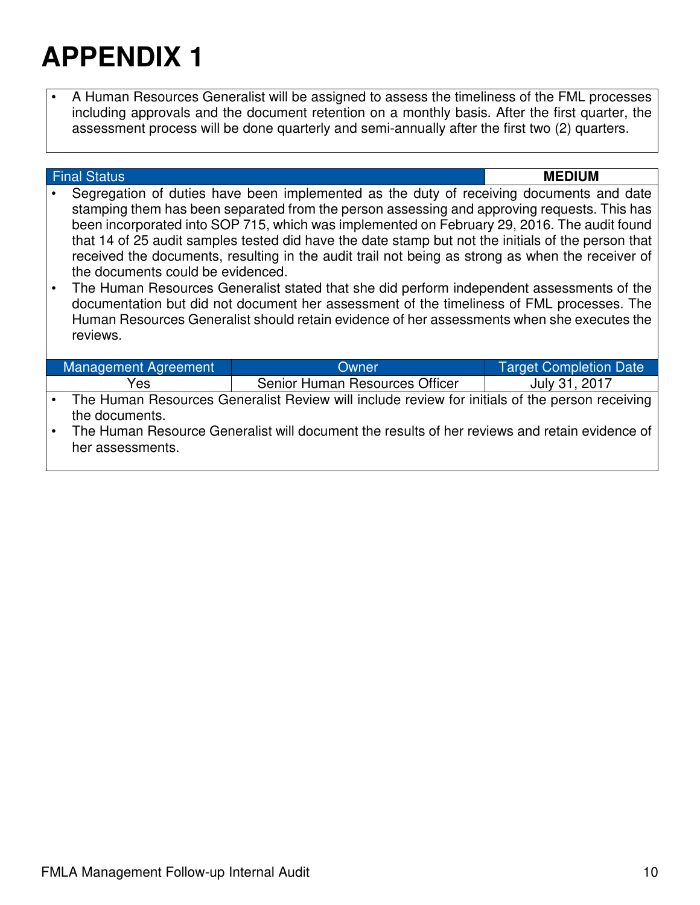# APPENDIX 1

- A Human Resources Generalist will be assigned to assess the timeliness of the FML processes including approvals and the document retention on a monthly basis. After the first quarter, the assessment process will be done quarterly and semi-annually after the first two (2) quarters.

| Final Status | **MEDIUM** |
|---|---|

- Segregation of duties have been implemented as the duty of receiving documents and date stamping them has been separated from the person assessing and approving requests. This has been incorporated into SOP 715, which was implemented on February 29, 2016. The audit found that 14 of 25 audit samples tested did have the date stamp but not the initials of the person that received the documents, resulting in the audit trail not being as strong as when the receiver of the documents could be evidenced.
- The Human Resources Generalist stated that she did perform independent assessments of the documentation but did not document her assessment of the timeliness of FML processes. The Human Resources Generalist should retain evidence of her assessments when she executes the reviews.

| Management Agreement | Owner | Target Completion Date |
|---|---|---|
| Yes | Senior Human Resources Officer | July 31, 2017 |

- The Human Resources Generalist Review will include review for initials of the person receiving the documents.
- The Human Resource Generalist will document the results of her reviews and retain evidence of her assessments.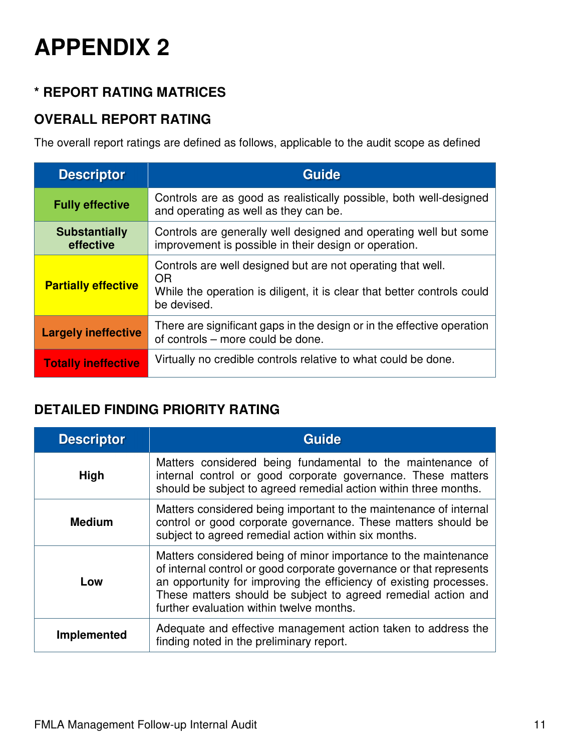# APPENDIX 2

## * REPORT RATING MATRICES

### OVERALL REPORT RATING

The overall report ratings are defined as follows, applicable to the audit scope as defined

| Descriptor | Guide |
|---|---|
| **Fully effective** | Controls are as good as realistically possible, both well-designed and operating as well as they can be. |
| **Substantially effective** | Controls are generally well designed and operating well but some improvement is possible in their design or operation. |
| **Partially effective** | Controls are well designed but are not operating that well.<br>OR<br>While the operation is diligent, it is clear that better controls could be devised. |
| **Largely ineffective** | There are significant gaps in the design or in the effective operation of controls – more could be done. |
| **Totally ineffective** | Virtually no credible controls relative to what could be done. |

### DETAILED FINDING PRIORITY RATING

| Descriptor | Guide |
|---|---|
| **High** | Matters considered being fundamental to the maintenance of internal control or good corporate governance. These matters should be subject to agreed remedial action within three months. |
| **Medium** | Matters considered being important to the maintenance of internal control or good corporate governance. These matters should be subject to agreed remedial action within six months. |
| **Low** | Matters considered being of minor importance to the maintenance of internal control or good corporate governance or that represents an opportunity for improving the efficiency of existing processes. These matters should be subject to agreed remedial action and further evaluation within twelve months. |
| **Implemented** | Adequate and effective management action taken to address the finding noted in the preliminary report. |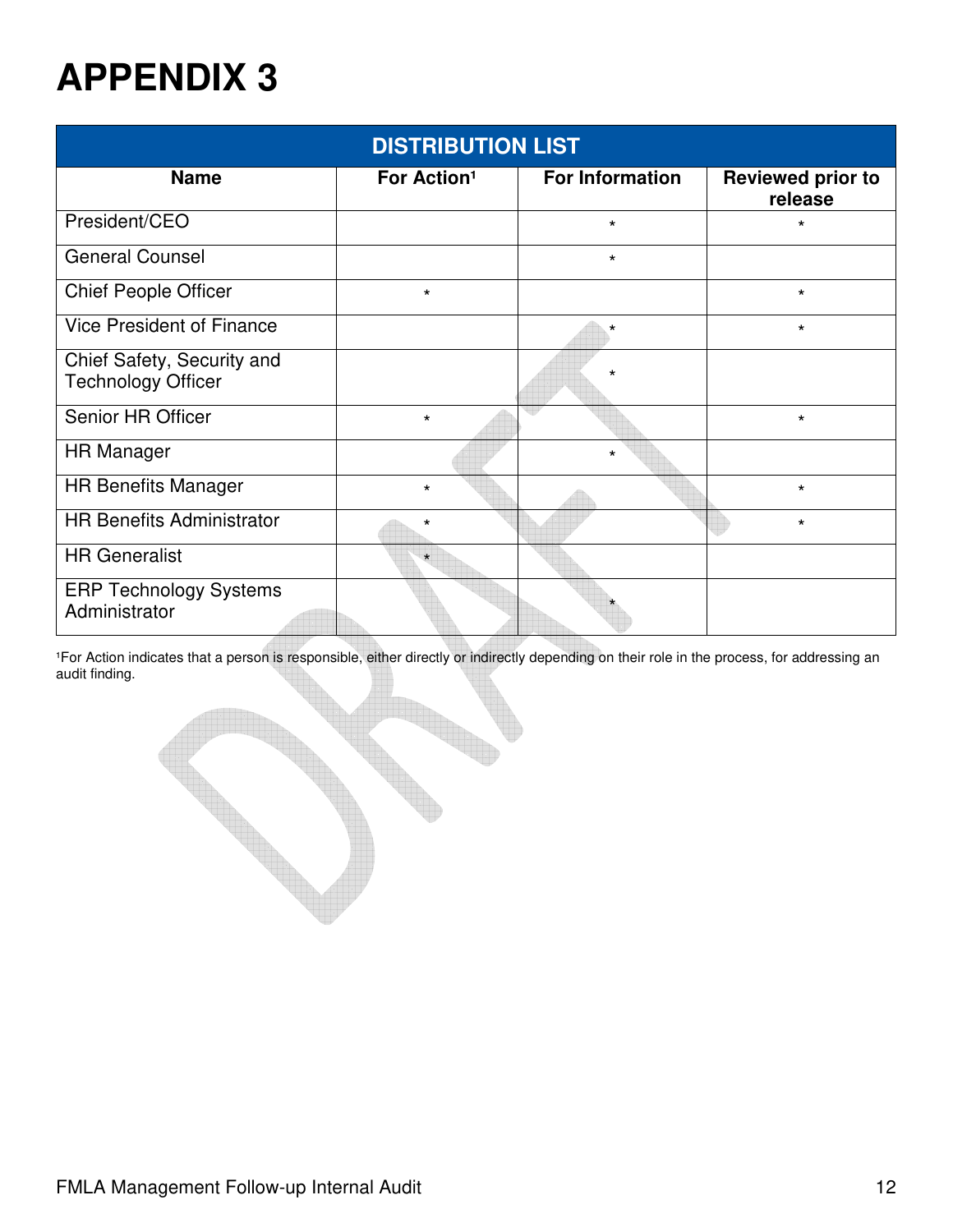# APPENDIX 3

| DISTRIBUTION LIST | | | |
|---|---|---|---|
| **Name** | **For Action[1]** | **For Information** | **Reviewed prior to release** |
| President/CEO | | * | * |
| General Counsel | | * | |
| Chief People Officer | * | | * |
| Vice President of Finance | | * | * |
| Chief Safety, Security and Technology Officer | | * | |
| Senior HR Officer | * | | * |
| HR Manager | | * | |
| HR Benefits Manager | * | | * |
| HR Benefits Administrator | * | | * |
| HR Generalist | * | | |
| ERP Technology Systems Administrator | | * | |

[1]For Action indicates that a person is responsible, either directly or indirectly depending on their role in the process, for addressing an audit finding.